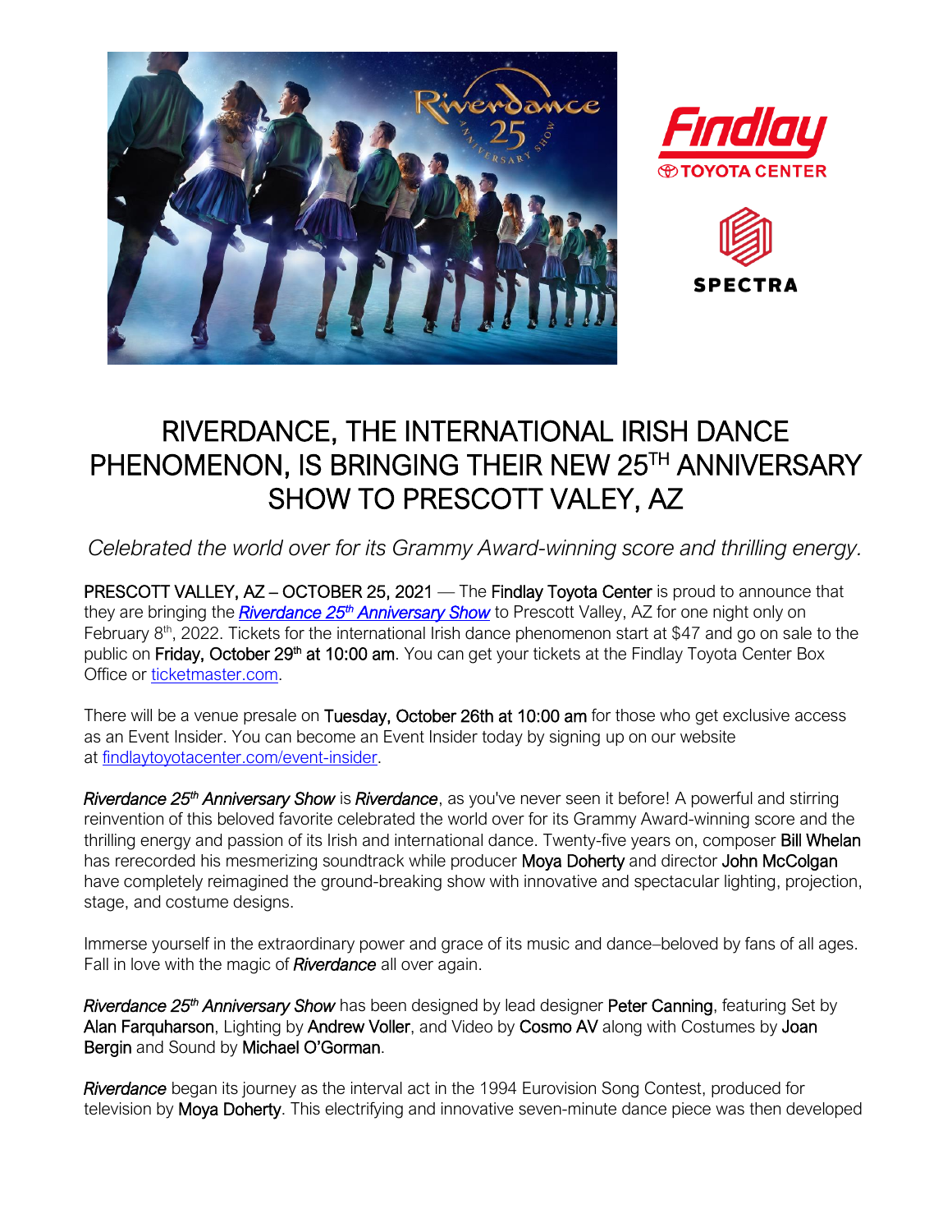# RIVERDANCE, THE INTERNATIONAL IRISH DANCE PHENOMENON, IS BRINGING THEIR NEW 25TH ANNIVERSARY SHOW TO PRESCOTT VALLEY, AZ

*Celebrated the world over for its Grammy Award-winning score and thrilling energy.*

PRESCOTT VALLEY, AZ – OCTOBER 25, 2021 — The Findlay Toyota Center is proud to announce that they are bringing the ***Riverdance 25th Anniversary Show*** to Prescott Valley, AZ for one night only on February 8th, 2022. Tickets for the international Irish dance phenomenon start at $47 and go on sale to the public on **Friday, October 29th at 10:00 am**. You can get your tickets at the Findlay Toyota Center Box Office or ticketmaster.com.

There will be a venue presale on **Tuesday, October 26th at 10:00 am** for those who get exclusive access as an Event Insider. You can become an Event Insider today by signing up on our website at findlaytoyotacenter.com/event-insider.

***Riverdance 25th Anniversary Show*** is ***Riverdance***, as you've never seen it before! A powerful and stirring reinvention of this beloved favorite celebrated the world over for its Grammy Award-winning score and the thrilling energy and passion of its Irish and international dance. Twenty-five years on, composer Bill Whelan has rerecorded his mesmerizing soundtrack while producer Moya Doherty and director John McColgan have completely reimagined the ground-breaking show with innovative and spectacular lighting, projection, stage, and costume designs.

Immerse yourself in the extraordinary power and grace of its music and dance–beloved by fans of all ages. Fall in love with the magic of ***Riverdance*** all over again.

***Riverdance 25th Anniversary Show*** has been designed by lead designer Peter Canning, featuring Set by Alan Farquharson, Lighting by Andrew Voller, and Video by Cosmo AV along with Costumes by Joan Bergin and Sound by Michael O'Gorman.

***Riverdance*** began its journey as the interval act in the 1994 Eurovision Song Contest, produced for television by Moya Doherty. This electrifying and innovative seven-minute dance piece was then developed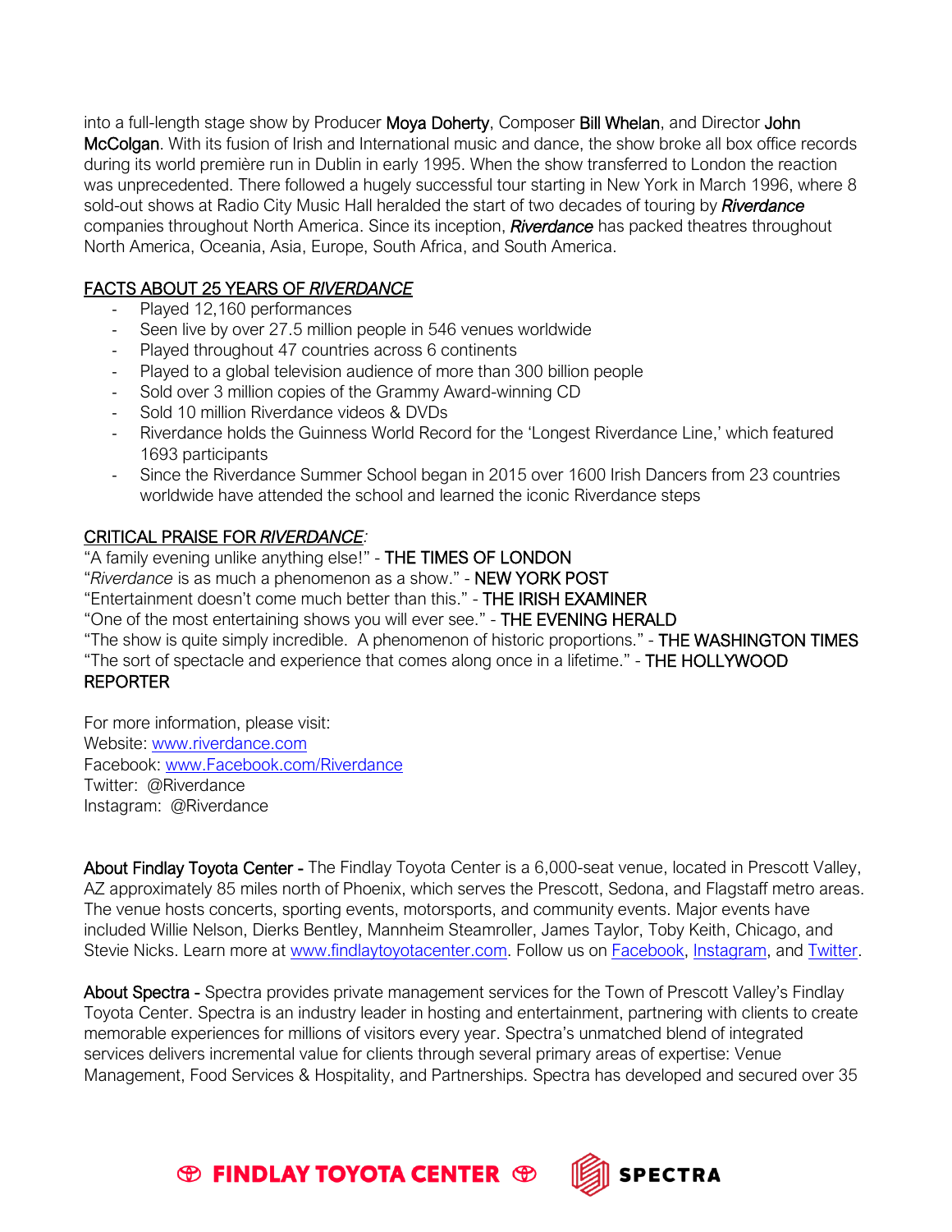into a full-length stage show by Producer **Moya Doherty**, Composer **Bill Whelan**, and Director **John McColgan**. With its fusion of Irish and International music and dance, the show broke all box office records during its world première run in Dublin in early 1995. When the show transferred to London the reaction was unprecedented. There followed a hugely successful tour starting in New York in March 1996, where 8 sold-out shows at Radio City Music Hall heralded the start of two decades of touring by ***Riverdance*** companies throughout North America. Since its inception, ***Riverdance*** has packed theatres throughout North America, Oceania, Asia, Europe, South Africa, and South America.

<u>FACTS ABOUT 25 YEARS OF *RIVERDANCE*</u>

- Played 12,160 performances
- Seen live by over 27.5 million people in 546 venues worldwide
- Played throughout 47 countries across 6 continents
- Played to a global television audience of more than 300 billion people
- Sold over 3 million copies of the Grammy Award-winning CD
- Sold 10 million Riverdance videos & DVDs
- Riverdance holds the Guinness World Record for the 'Longest Riverdance Line,' which featured 1693 participants
- Since the Riverdance Summer School began in 2015 over 1600 Irish Dancers from 23 countries worldwide have attended the school and learned the iconic Riverdance steps

<u>CRITICAL PRAISE FOR *RIVERDANCE*</u>:

"A family evening unlike anything else!" - **THE TIMES OF LONDON**
"*Riverdance* is as much a phenomenon as a show." - **NEW YORK POST**
"Entertainment doesn't come much better than this." - **THE IRISH EXAMINER**
"One of the most entertaining shows you will ever see." - **THE EVENING HERALD**
"The show is quite simply incredible. A phenomenon of historic proportions." - **THE WASHINGTON TIMES**
"The sort of spectacle and experience that comes along once in a lifetime." - **THE HOLLYWOOD REPORTER**

For more information, please visit:
Website: [www.riverdance.com](http://www.riverdance.com)
Facebook: [www.Facebook.com/Riverdance](http://www.Facebook.com/Riverdance)
Twitter: @Riverdance
Instagram: @Riverdance

**About Findlay Toyota Center -** The Findlay Toyota Center is a 6,000-seat venue, located in Prescott Valley, AZ approximately 85 miles north of Phoenix, which serves the Prescott, Sedona, and Flagstaff metro areas. The venue hosts concerts, sporting events, motorsports, and community events. Major events have included Willie Nelson, Dierks Bentley, Mannheim Steamroller, James Taylor, Toby Keith, Chicago, and Stevie Nicks. Learn more at [www.findlaytoyotacenter.com](http://www.findlaytoyotacenter.com). Follow us on Facebook, Instagram, and Twitter.

**About Spectra -** Spectra provides private management services for the Town of Prescott Valley's Findlay Toyota Center. Spectra is an industry leader in hosting and entertainment, partnering with clients to create memorable experiences for millions of visitors every year. Spectra's unmatched blend of integrated services delivers incremental value for clients through several primary areas of expertise: Venue Management, Food Services & Hospitality, and Partnerships. Spectra has developed and secured over 35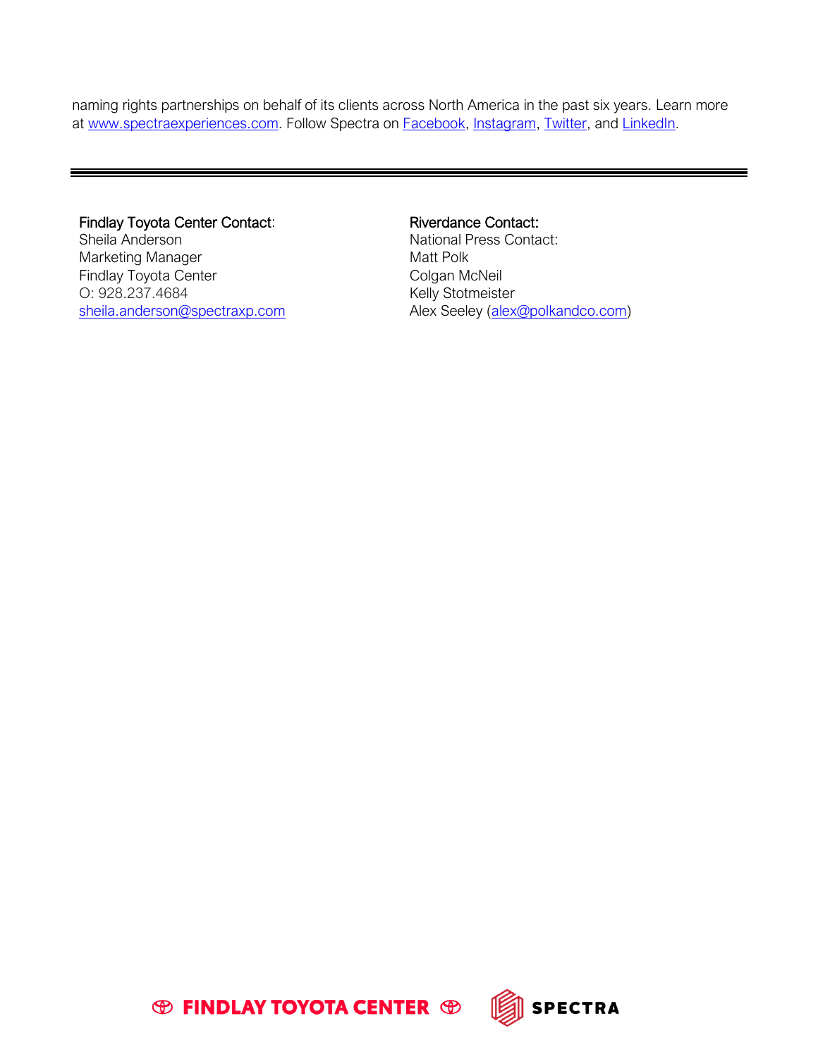naming rights partnerships on behalf of its clients across North America in the past six years. Learn more at www.spectraexperiences.com. Follow Spectra on Facebook, Instagram, Twitter, and LinkedIn.

---

Findlay Toyota Center Contact:
Sheila Anderson
Marketing Manager
Findlay Toyota Center
O: 928.237.4684
sheila.anderson@spectraxp.com

Riverdance Contact:
National Press Contact:
Matt Polk
Colgan McNeil
Kelly Stotmeister
Alex Seeley (alex@polkandco.com)